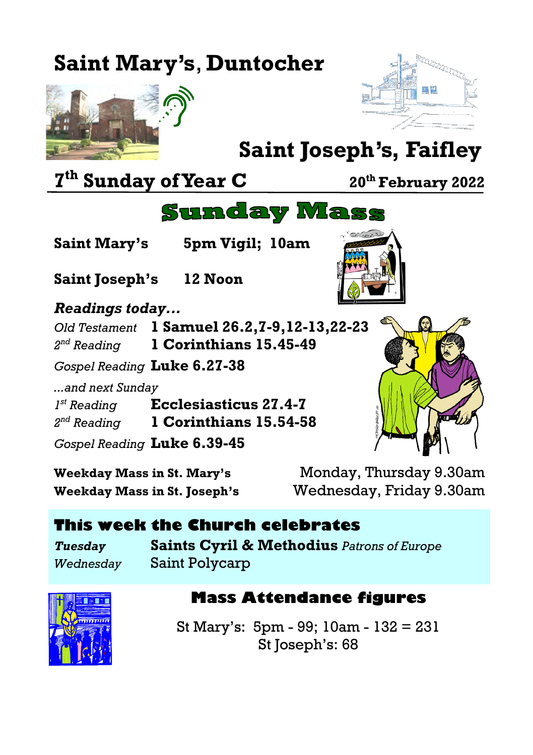# Saint Mary's, Duntocher

# Saint Joseph's, Faifley

## 7th Sunday of Year C — 20th February 2022

## Sunday Mass

**Saint Mary's** **5pm Vigil; 10am**

**Saint Joseph's** **12 Noon**

***Readings today…***

| | |
|---|---|
| *Old Testament* | **1 Samuel 26.2,7-9,12-13,22-23** |
| *2nd Reading* | **1 Corinthians 15.45-49** |
| *Gospel Reading* | **Luke 6.27-38** |

*…and next Sunday*

| | |
|---|---|
| *1st Reading* | **Ecclesiasticus 27.4-7** |
| *2nd Reading* | **1 Corinthians 15.54-58** |
| *Gospel Reading* | **Luke 6.39-45** |

**Weekday Mass in St. Mary's** Monday, Thursday 9.30am

**Weekday Mass in St. Joseph's** Wednesday, Friday 9.30am

### This week the Church celebrates

| | |
|---|---|
| ***Tuesday*** | **Saints Cyril & Methodius** *Patrons of Europe* |
| *Wednesday* | Saint Polycarp |

### Mass Attendance figures

St Mary's: 5pm - 99; 10am - 132 = 231

St Joseph's: 68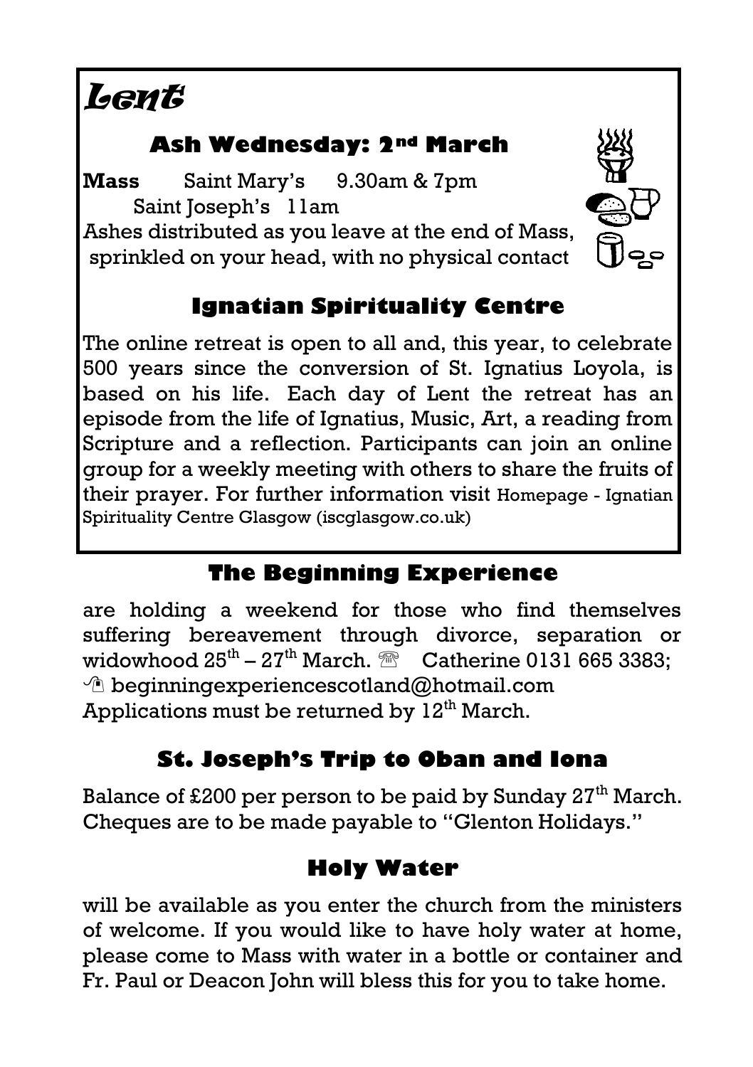# Lent

## Ash Wednesday: 2nd March

**Mass** Saint Mary's 9.30am & 7pm
Saint Joseph's 11am

Ashes distributed as you leave at the end of Mass, sprinkled on your head, with no physical contact

## Ignatian Spirituality Centre

The online retreat is open to all and, this year, to celebrate 500 years since the conversion of St. Ignatius Loyola, is based on his life. Each day of Lent the retreat has an episode from the life of Ignatius, Music, Art, a reading from Scripture and a reflection. Participants can join an online group for a weekly meeting with others to share the fruits of their prayer. For further information visit Homepage - Ignatian Spirituality Centre Glasgow (iscglasgow.co.uk)

## The Beginning Experience

are holding a weekend for those who find themselves suffering bereavement through divorce, separation or widowhood 25th – 27th March. ☏ Catherine 0131 665 3383;
beginningexperiencescotland@hotmail.com
Applications must be returned by 12th March.

## St. Joseph's Trip to Oban and Iona

Balance of £200 per person to be paid by Sunday 27th March. Cheques are to be made payable to "Glenton Holidays."

## Holy Water

will be available as you enter the church from the ministers of welcome. If you would like to have holy water at home, please come to Mass with water in a bottle or container and Fr. Paul or Deacon John will bless this for you to take home.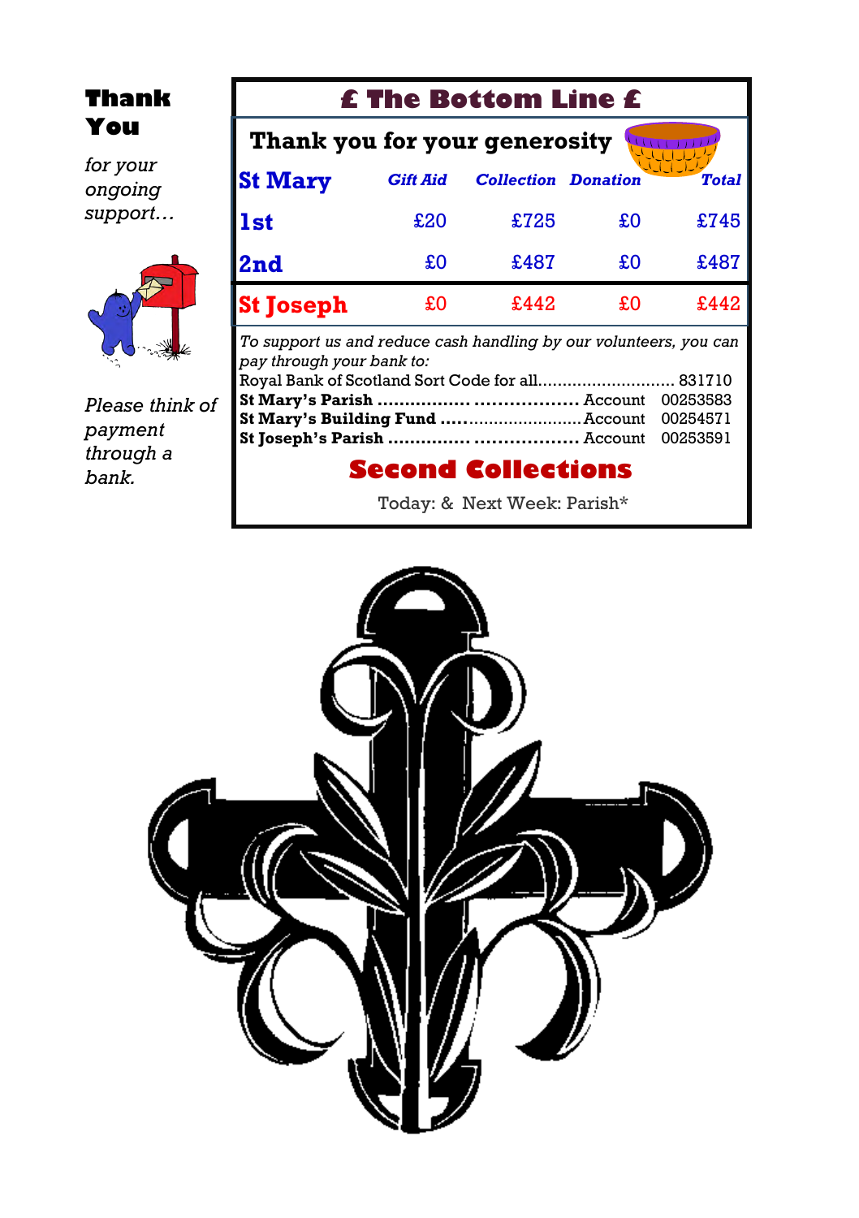# Thank You

*for your ongoing support…*

*Please think of payment through a bank.*

## £ The Bottom Line £

**Thank you for your generosity**

| St Mary | *Gift Aid* | *Collection* | *Donation* | *Total* |
|---|---|---|---|---|
| **1st** | £20 | £725 | £0 | £745 |
| **2nd** | £0 | £487 | £0 | £487 |
| **St Joseph** | £0 | £442 | £0 | £442 |

*To support us and reduce cash handling by our volunteers, you can pay through your bank to:*

Royal Bank of Scotland Sort Code for all............................ 831710
**St Mary's Parish** ................. .................. Account 00253583
**St Mary's Building Fund** .........................Account 00254571
**St Joseph's Parish** ............... .................. Account 00253591

## Second Collections

Today: & Next Week: Parish*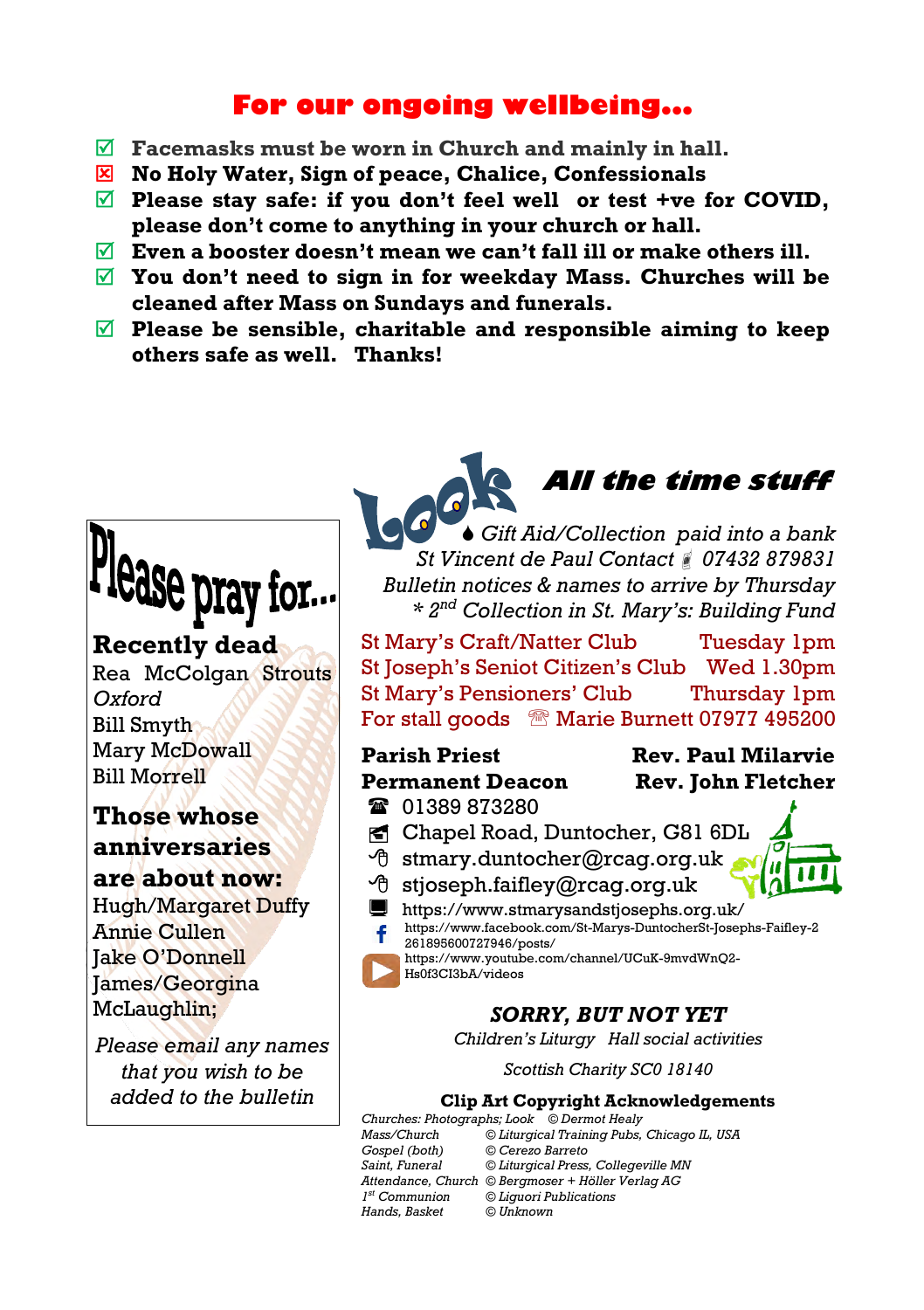## For our ongoing wellbeing...

- ☑ **Facemasks must be worn in Church and mainly in hall.**
- ☒ **No Holy Water, Sign of peace, Chalice, Confessionals**
- ☑ **Please stay safe: if you don't feel well or test +ve for COVID, please don't come to anything in your church or hall.**
- ☑ **Even a booster doesn't mean we can't fall ill or make others ill.**
- ☑ **You don't need to sign in for weekday Mass. Churches will be cleaned after Mass on Sundays and funerals.**
- ☑ **Please be sensible, charitable and responsible aiming to keep others safe as well. Thanks!**

## Please pray for...

**Recently dead**

Rea McColgan Strouts *Oxford*
Bill Smyth
Mary McDowall
Bill Morrell

**Those whose anniversaries are about now:**

Hugh/Margaret Duffy
Annie Cullen
Jake O'Donnell
James/Georgina McLaughlin;

*Please email any names that you wish to be added to the bulletin*

## Look — *All the time stuff*

*Gift Aid/Collection paid into a bank*
*St Vincent de Paul Contact 07432 879831*
*Bulletin notices & names to arrive by Thursday*
*\* 2nd Collection in St. Mary's: Building Fund*

| | |
|---|---|
| St Mary's Craft/Natter Club | Tuesday 1pm |
| St Joseph's Seniot Citizen's Club | Wed 1.30pm |
| St Mary's Pensioners' Club | Thursday 1pm |
| For stall goods | Marie Burnett 07977 495200 |

| | |
|---|---|
| **Parish Priest** | **Rev. Paul Milarvie** |
| **Permanent Deacon** | **Rev. John Fletcher** |

01389 873280
Chapel Road, Duntocher, G81 6DL
stmary.duntocher@rcag.org.uk
stjoseph.faifley@rcag.org.uk
https://www.stmarysandstjosephs.org.uk/
https://www.facebook.com/St-Marys-DuntocherSt-Josephs-Faifley-2261895600727946/posts/
https://www.youtube.com/channel/UCuK-9mvdWnQ2-Hs0f3CI3bA/videos

### *SORRY, BUT NOT YET*

*Children's Liturgy Hall social activities*

*Scottish Charity SC0 18140*

### Clip Art Copyright Acknowledgements

| | |
|---|---|
| *Churches: Photographs; Look* | *© Dermot Healy* |
| *Mass/Church* | *© Liturgical Training Pubs, Chicago IL, USA* |
| *Gospel (both)* | *© Cerezo Barreto* |
| *Saint, Funeral* | *© Liturgical Press, Collegeville MN* |
| *Attendance, Church* | *© Bergmoser + Höller Verlag AG* |
| *1st Communion* | *© Liguori Publications* |
| *Hands, Basket* | *© Unknown* |